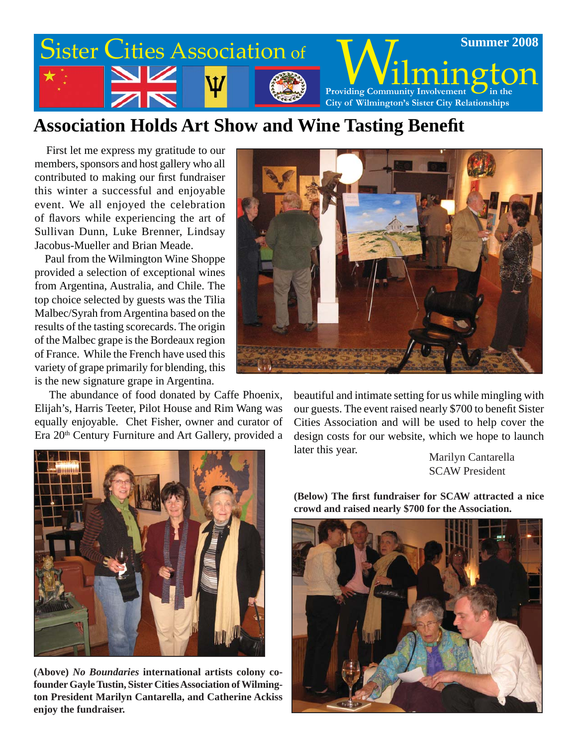# Sister Cities Association of Wilmington

**Summer 2008**

Providing Community Involvement in the City of Wilmington's Sister City Relationships

## Association Holds Art Show and Wine Tasting Benefit

First let me express my gratitude to our members, sponsors and host gallery who all contributed to making our first fundraiser this winter a successful and enjoyable event. We all enjoyed the celebration of flavors while experiencing the art of Sullivan Dunn, Luke Brenner, Lindsay Jacobus-Mueller and Brian Meade.

Paul from the Wilmington Wine Shoppe provided a selection of exceptional wines from Argentina, Australia, and Chile. The top choice selected by guests was the Tilia Malbec/Syrah from Argentina based on the results of the tasting scorecards. The origin of the Malbec grape is the Bordeaux region of France. While the French have used this variety of grape primarily for blending, this is the new signature grape in Argentina.

The abundance of food donated by Caffe Phoenix, Elijah's, Harris Teeter, Pilot House and Rim Wang was equally enjoyable. Chet Fisher, owner and curator of Era 20th Century Furniture and Art Gallery, provided a beautiful and intimate setting for us while mingling with our guests. The event raised nearly $700 to benefit Sister Cities Association and will be used to help cover the design costs for our website, which we hope to launch later this year.

Marilyn Cantarella
SCAW President

**(Below) The first fundraiser for SCAW attracted a nice crowd and raised nearly $700 for the Association.**

**(Above) *No Boundaries* international artists colony co-founder Gayle Tustin, Sister Cities Association of Wilmington President Marilyn Cantarella, and Catherine Ackiss enjoy the fundraiser.**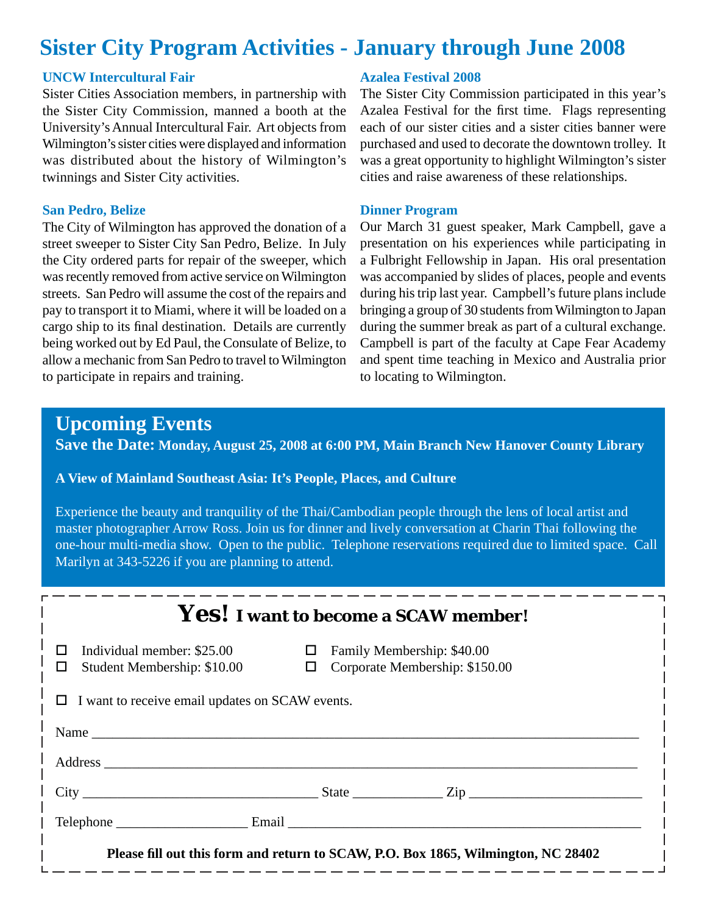# Sister City Program Activities - January through June 2008

### UNCW Intercultural Fair

Sister Cities Association members, in partnership with the Sister City Commission, manned a booth at the University's Annual Intercultural Fair. Art objects from Wilmington's sister cities were displayed and information was distributed about the history of Wilmington's twinnings and Sister City activities.

### San Pedro, Belize

The City of Wilmington has approved the donation of a street sweeper to Sister City San Pedro, Belize. In July the City ordered parts for repair of the sweeper, which was recently removed from active service on Wilmington streets. San Pedro will assume the cost of the repairs and pay to transport it to Miami, where it will be loaded on a cargo ship to its final destination. Details are currently being worked out by Ed Paul, the Consulate of Belize, to allow a mechanic from San Pedro to travel to Wilmington to participate in repairs and training.

### Azalea Festival 2008

The Sister City Commission participated in this year's Azalea Festival for the first time. Flags representing each of our sister cities and a sister cities banner were purchased and used to decorate the downtown trolley. It was a great opportunity to highlight Wilmington's sister cities and raise awareness of these relationships.

### Dinner Program

Our March 31 guest speaker, Mark Campbell, gave a presentation on his experiences while participating in a Fulbright Fellowship in Japan. His oral presentation was accompanied by slides of places, people and events during his trip last year. Campbell's future plans include bringing a group of 30 students from Wilmington to Japan during the summer break as part of a cultural exchange. Campbell is part of the faculty at Cape Fear Academy and spent time teaching in Mexico and Australia prior to locating to Wilmington.

## Upcoming Events

**Save the Date: Monday, August 25, 2008 at 6:00 PM, Main Branch New Hanover County Library**

**A View of Mainland Southeast Asia: It's People, Places, and Culture**

Experience the beauty and tranquility of the Thai/Cambodian people through the lens of local artist and master photographer Arrow Ross. Join us for dinner and lively conversation at Charin Thai following the one-hour multi-media show. Open to the public. Telephone reservations required due to limited space. Call Marilyn at 343-5226 if you are planning to attend.

## Yes! I want to become a SCAW member!

- ☐ Individual member: $25.00
- ☐ Student Membership: $10.00
- ☐ Family Membership: $40.00
- ☐ Corporate Membership: $150.00

☐ I want to receive email updates on SCAW events.

Name ______________________________________________

Address ____________________________________________

City ____________________ State __________ Zip ______________

Telephone ______________ Email ______________________________

**Please fill out this form and return to SCAW, P.O. Box 1865, Wilmington, NC 28402**